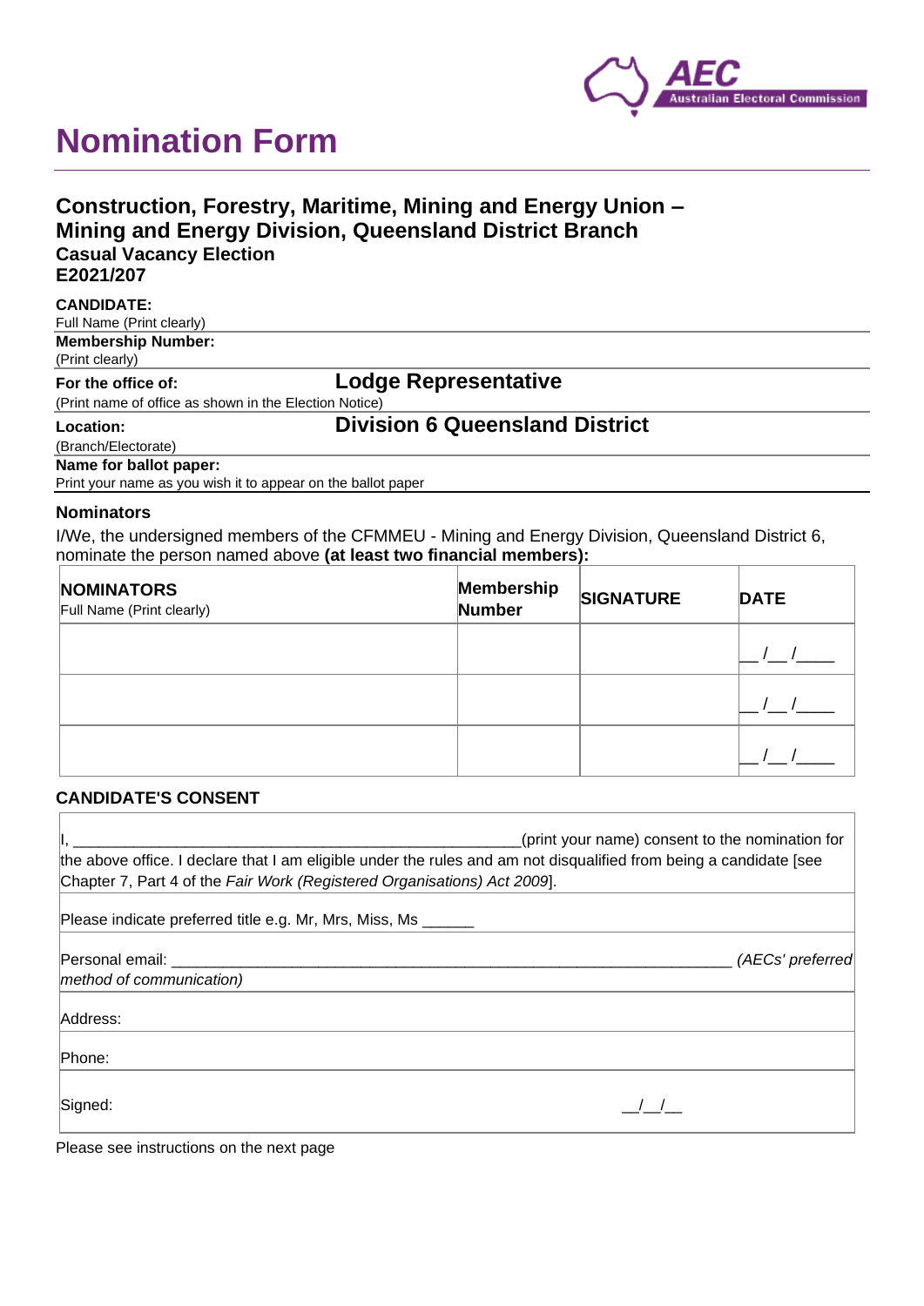# Nomination Form

## Construction, Forestry, Maritime, Mining and Energy Union – Mining and Energy Division, Queensland District Branch

### Casual Vacancy Election

### E2021/207

**CANDIDATE:**
Full Name (Print clearly)

**Membership Number:**
(Print clearly)

**For the office of:** **Lodge Representative**
(Print name of office as shown in the Election Notice)

**Location:** **Division 6 Queensland District**
(Branch/Electorate)

**Name for ballot paper:**
Print your name as you wish it to appear on the ballot paper

### Nominators

I/We, the undersigned members of the CFMMEU - Mining and Energy Division, Queensland District 6, nominate the person named above **(at least two financial members):**

| **NOMINATORS** Full Name (Print clearly) | **Membership Number** | **SIGNATURE** | **DATE** |
|---|---|---|---|
| | | | __ /__ /____ |
| | | | __ /__ /____ |
| | | | __ /__ /____ |

### CANDIDATE'S CONSENT

I, ____________________________________________________(print your name) consent to the nomination for the above office. I declare that I am eligible under the rules and am not disqualified from being a candidate [see Chapter 7, Part 4 of the *Fair Work (Registered Organisations) Act 2009*].

Please indicate preferred title e.g. Mr, Mrs, Miss, Ms ______

Personal email: _________________________________________________________________ *(AECs' preferred method of communication)*

Address:

Phone:

Signed: __/__/__

Please see instructions on the next page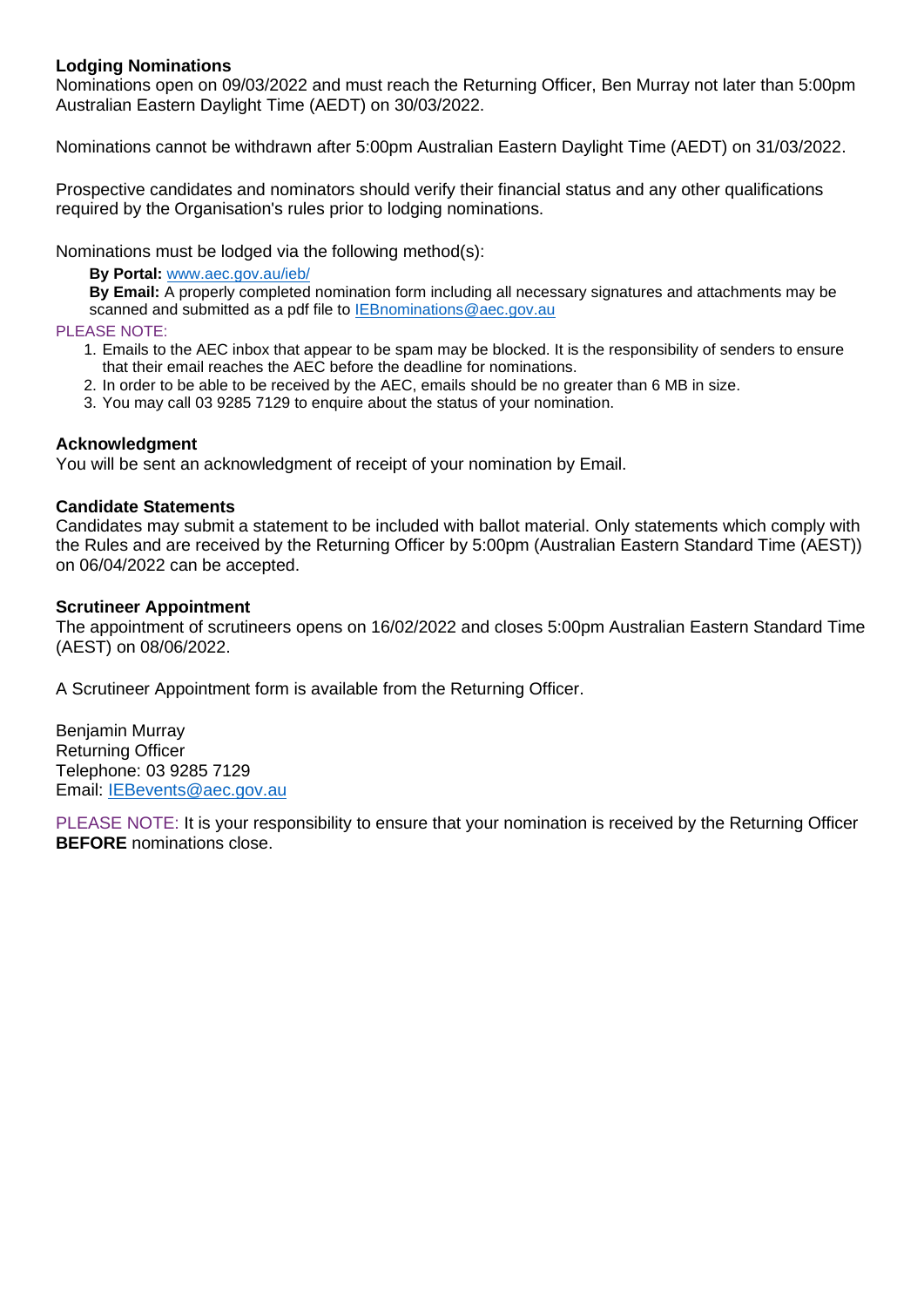**Lodging Nominations**

Nominations open on 09/03/2022 and must reach the Returning Officer, Ben Murray not later than 5:00pm Australian Eastern Daylight Time (AEDT) on 30/03/2022.

Nominations cannot be withdrawn after 5:00pm Australian Eastern Daylight Time (AEDT) on 31/03/2022.

Prospective candidates and nominators should verify their financial status and any other qualifications required by the Organisation's rules prior to lodging nominations.

Nominations must be lodged via the following method(s):

**By Portal:** www.aec.gov.au/ieb/

**By Email:** A properly completed nomination form including all necessary signatures and attachments may be scanned and submitted as a pdf file to IEBnominations@aec.gov.au

PLEASE NOTE:

1. Emails to the AEC inbox that appear to be spam may be blocked. It is the responsibility of senders to ensure that their email reaches the AEC before the deadline for nominations.
2. In order to be able to be received by the AEC, emails should be no greater than 6 MB in size.
3. You may call 03 9285 7129 to enquire about the status of your nomination.

**Acknowledgment**

You will be sent an acknowledgment of receipt of your nomination by Email.

**Candidate Statements**

Candidates may submit a statement to be included with ballot material. Only statements which comply with the Rules and are received by the Returning Officer by 5:00pm (Australian Eastern Standard Time (AEST)) on 06/04/2022 can be accepted.

**Scrutineer Appointment**

The appointment of scrutineers opens on 16/02/2022 and closes 5:00pm Australian Eastern Standard Time (AEST) on 08/06/2022.

A Scrutineer Appointment form is available from the Returning Officer.

Benjamin Murray
Returning Officer
Telephone: 03 9285 7129
Email: IEBevents@aec.gov.au

PLEASE NOTE: It is your responsibility to ensure that your nomination is received by the Returning Officer **BEFORE** nominations close.